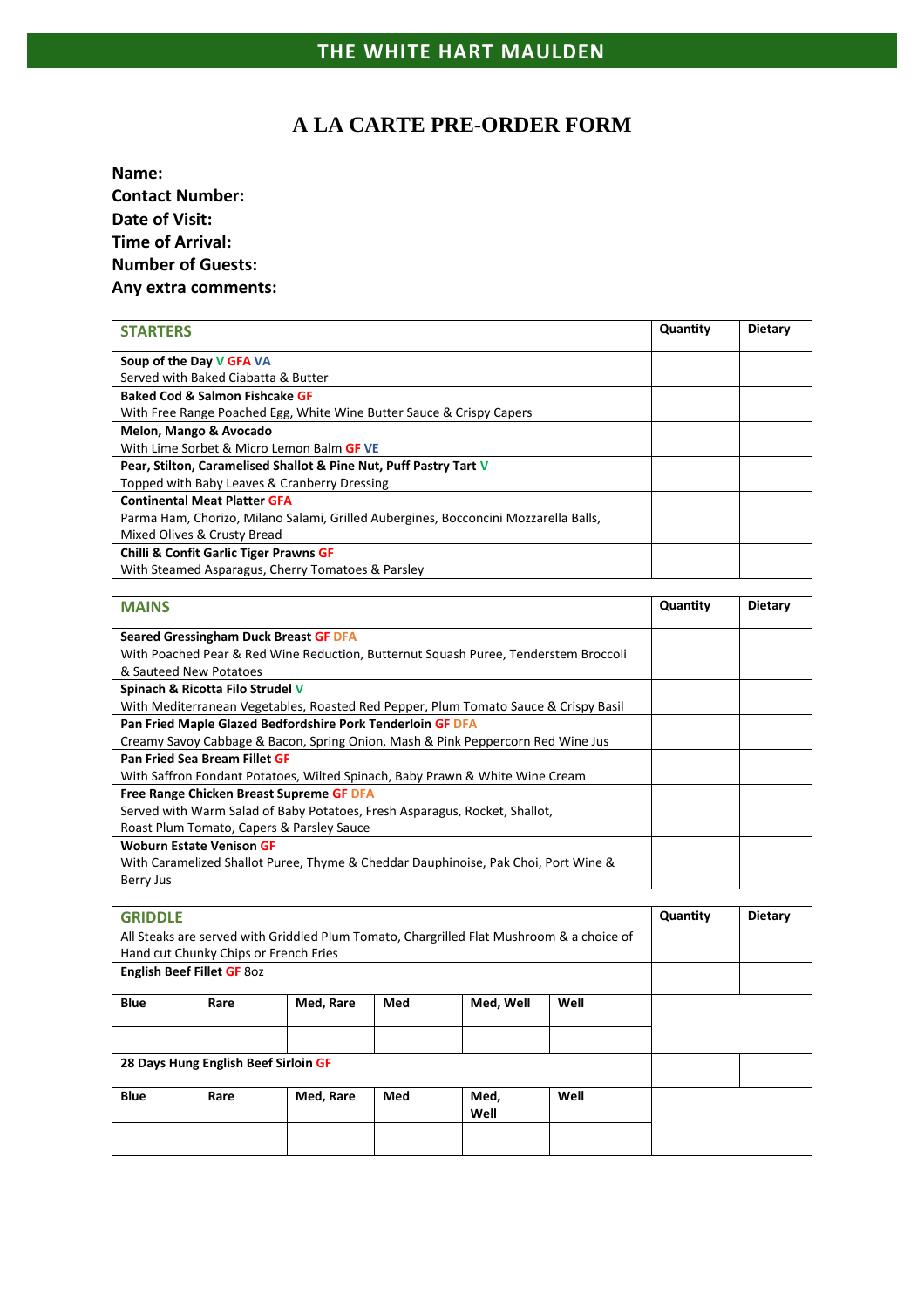# THE WHITE HART MAULDEN

## A LA CARTE PRE-ORDER FORM

**Name:**
**Contact Number:**
**Date of Visit:**
**Time of Arrival:**
**Number of Guests:**
**Any extra comments:**

| STARTERS | Quantity | Dietary |
|---|---|---|
| **Soup of the Day** V GFA VA<br>Served with Baked Ciabatta & Butter | | |
| **Baked Cod & Salmon Fishcake** GF<br>With Free Range Poached Egg, White Wine Butter Sauce & Crispy Capers | | |
| **Melon, Mango & Avocado**<br>With Lime Sorbet & Micro Lemon Balm GF VE | | |
| **Pear, Stilton, Caramelised Shallot & Pine Nut, Puff Pastry Tart** V<br>Topped with Baby Leaves & Cranberry Dressing | | |
| **Continental Meat Platter** GFA<br>Parma Ham, Chorizo, Milano Salami, Grilled Aubergines, Bocconcini Mozzarella Balls, Mixed Olives & Crusty Bread | | |
| **Chilli & Confit Garlic Tiger Prawns** GF<br>With Steamed Asparagus, Cherry Tomatoes & Parsley | | |

| MAINS | Quantity | Dietary |
|---|---|---|
| **Seared Gressingham Duck Breast** GF DFA<br>With Poached Pear & Red Wine Reduction, Butternut Squash Puree, Tenderstem Broccoli & Sauteed New Potatoes | | |
| **Spinach & Ricotta Filo Strudel** V<br>With Mediterranean Vegetables, Roasted Red Pepper, Plum Tomato Sauce & Crispy Basil | | |
| **Pan Fried Maple Glazed Bedfordshire Pork Tenderloin** GF DFA<br>Creamy Savoy Cabbage & Bacon, Spring Onion, Mash & Pink Peppercorn Red Wine Jus | | |
| **Pan Fried Sea Bream Fillet** GF<br>With Saffron Fondant Potatoes, Wilted Spinach, Baby Prawn & White Wine Cream | | |
| **Free Range Chicken Breast Supreme** GF DFA<br>Served with Warm Salad of Baby Potatoes, Fresh Asparagus, Rocket, Shallot, Roast Plum Tomato, Capers & Parsley Sauce | | |
| **Woburn Estate Venison** GF<br>With Caramelized Shallot Puree, Thyme & Cheddar Dauphinoise, Pak Choi, Port Wine & Berry Jus | | |

| GRIDDLE<br>All Steaks are served with Griddled Plum Tomato, Chargrilled Flat Mushroom & a choice of Hand cut Chunky Chips or French Fries | | | | | | Quantity | Dietary |
|---|---|---|---|---|---|---|---|
| **English Beef Fillet** GF 8oz | | | | | | | |
| **Blue** | **Rare** | **Med, Rare** | **Med** | **Med, Well** | **Well** | | |
| | | | | | | | |
| **28 Days Hung English Beef Sirloin** GF | | | | | | | |
| **Blue** | **Rare** | **Med, Rare** | **Med** | **Med, Well** | **Well** | | |
| | | | | | | | |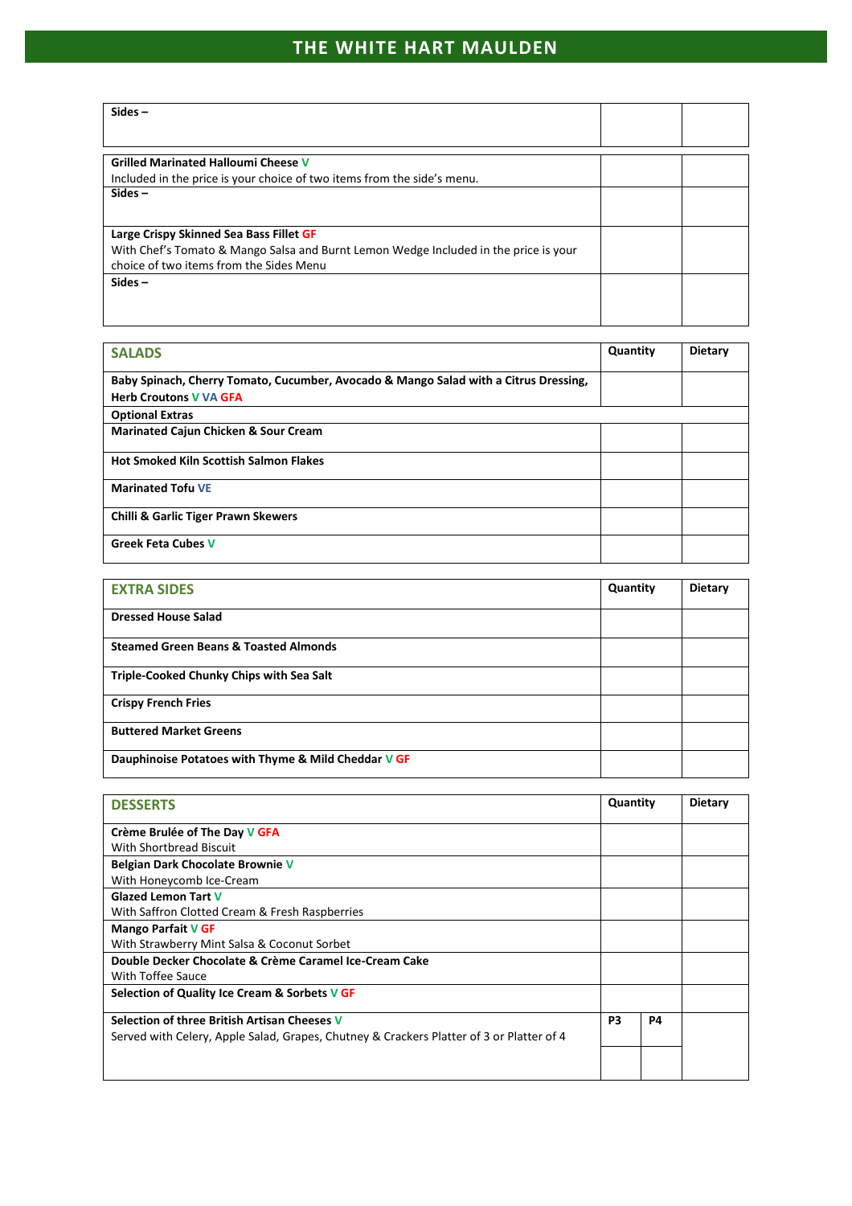# THE WHITE HART MAULDEN

| | | |
|---|---|---|
| **Sides –** | | |

| | | |
|---|---|---|
| **Grilled Marinated Halloumi Cheese** V<br>Included in the price is your choice of two items from the side's menu. | | |
| **Sides –** | | |
| **Large Crispy Skinned Sea Bass Fillet** GF<br>With Chef's Tomato & Mango Salsa and Burnt Lemon Wedge Included in the price is your choice of two items from the Sides Menu | | |
| **Sides –** | | |

| SALADS | Quantity | Dietary |
|---|---|---|
| **Baby Spinach, Cherry Tomato, Cucumber, Avocado & Mango Salad with a Citrus Dressing, Herb Croutons** V VA GFA | | |
| **Optional Extras** | | |
| **Marinated Cajun Chicken & Sour Cream** | | |
| **Hot Smoked Kiln Scottish Salmon Flakes** | | |
| **Marinated Tofu** VE | | |
| **Chilli & Garlic Tiger Prawn Skewers** | | |
| **Greek Feta Cubes** V | | |

| EXTRA SIDES | Quantity | Dietary |
|---|---|---|
| **Dressed House Salad** | | |
| **Steamed Green Beans & Toasted Almonds** | | |
| **Triple-Cooked Chunky Chips with Sea Salt** | | |
| **Crispy French Fries** | | |
| **Buttered Market Greens** | | |
| **Dauphinoise Potatoes with Thyme & Mild Cheddar** V GF | | |

| DESSERTS | Quantity | | Dietary |
|---|---|---|---|
| **Crème Brulée of The Day** V GFA<br>With Shortbread Biscuit | | | |
| **Belgian Dark Chocolate Brownie** V<br>With Honeycomb Ice-Cream | | | |
| **Glazed Lemon Tart** V<br>With Saffron Clotted Cream & Fresh Raspberries | | | |
| **Mango Parfait** V GF<br>With Strawberry Mint Salsa & Coconut Sorbet | | | |
| **Double Decker Chocolate & Crème Caramel Ice-Cream Cake**<br>With Toffee Sauce | | | |
| **Selection of Quality Ice Cream & Sorbets** V GF | | | |
| **Selection of three British Artisan Cheeses** V<br>Served with Celery, Apple Salad, Grapes, Chutney & Crackers Platter of 3 or Platter of 4 | **P3** | **P4** | |